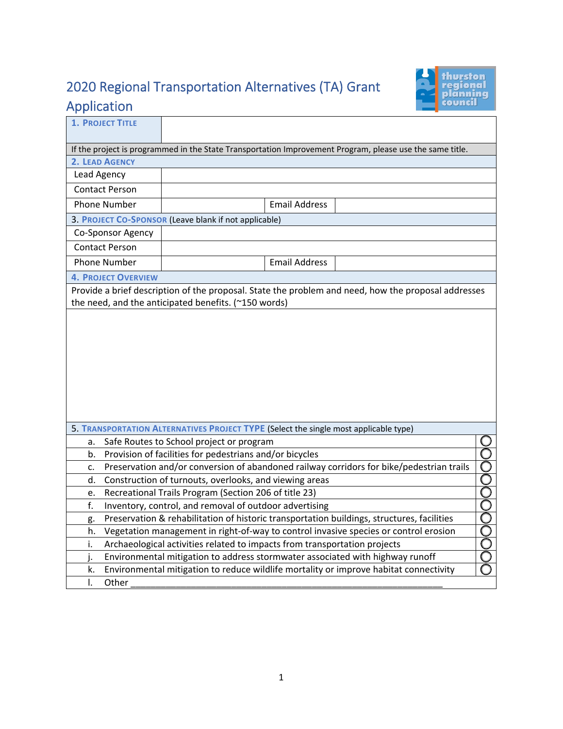# 2020 Regional Transportation Alternatives (TA) Grant Application

| **1. Project Title** | | | |
|---|---|---|---|
| If the project is programmed in the State Transportation Improvement Program, please use the same title. | | | |
| **2. Lead Agency** | | | |
| Lead Agency | | | |
| Contact Person | | | |
| Phone Number | | Email Address | |
| **3. Project Co-Sponsor** (Leave blank if not applicable) | | | |
| Co-Sponsor Agency | | | |
| Contact Person | | | |
| Phone Number | | Email Address | |

**4. Project Overview**

Provide a brief description of the proposal. State the problem and need, how the proposal addresses the need, and the anticipated benefits. (~150 words)

**5. Transportation Alternatives Project Type** (Select the single most applicable type)

| | Type | Select |
|---|---|---|
| a. | Safe Routes to School project or program | ○ |
| b. | Provision of facilities for pedestrians and/or bicycles | ○ |
| c. | Preservation and/or conversion of abandoned railway corridors for bike/pedestrian trails | ○ |
| d. | Construction of turnouts, overlooks, and viewing areas | ○ |
| e. | Recreational Trails Program (Section 206 of title 23) | ○ |
| f. | Inventory, control, and removal of outdoor advertising | ○ |
| g. | Preservation & rehabilitation of historic transportation buildings, structures, facilities | ○ |
| h. | Vegetation management in right-of-way to control invasive species or control erosion | ○ |
| i. | Archaeological activities related to impacts from transportation projects | ○ |
| j. | Environmental mitigation to address stormwater associated with highway runoff | ○ |
| k. | Environmental mitigation to reduce wildlife mortality or improve habitat connectivity | ○ |
| l. | Other ______________________________________________ | |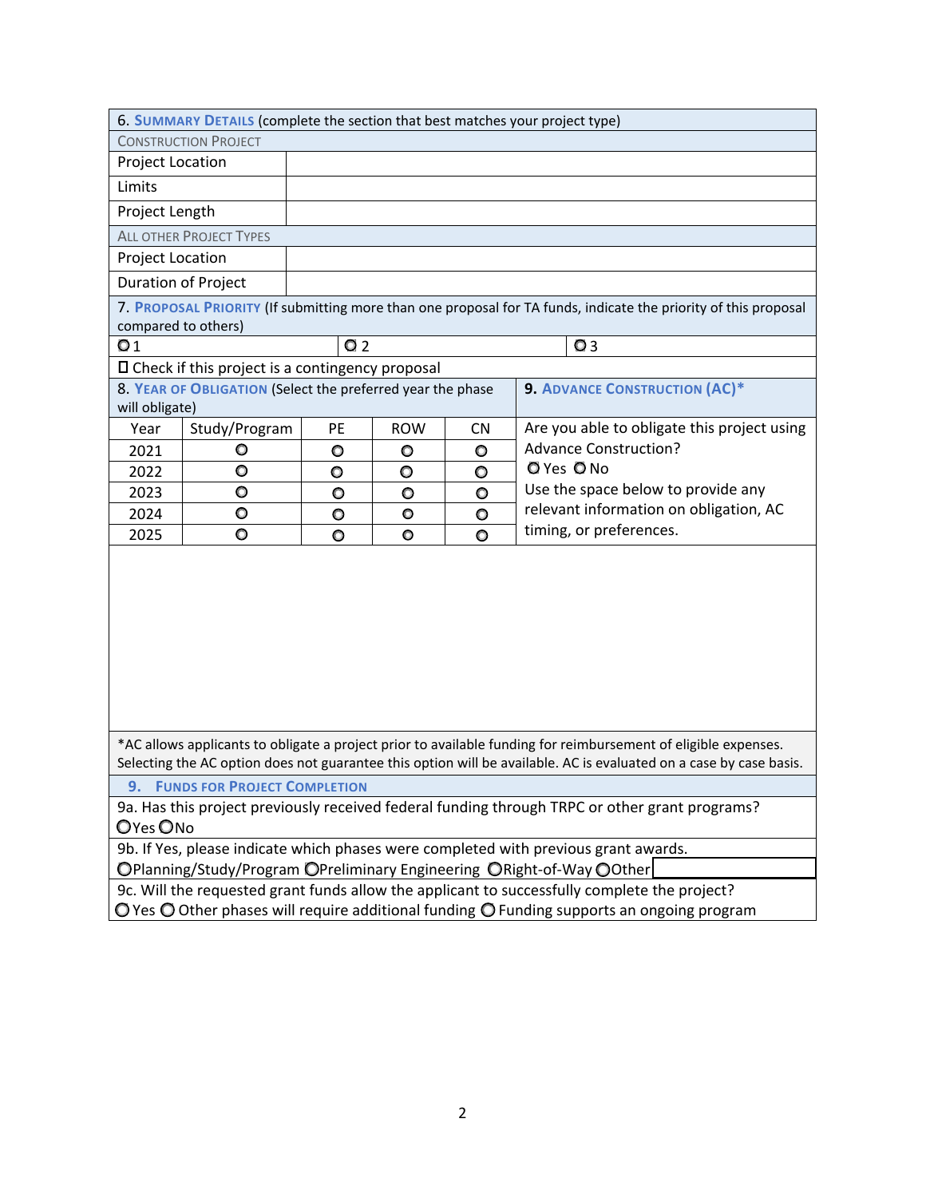## 6. SUMMARY DETAILS (complete the section that best matches your project type)

**CONSTRUCTION PROJECT**

| Project Location | |
|---|---|
| Limits | |
| Project Length | |

**ALL OTHER PROJECT TYPES**

| Project Location | |
|---|---|
| Duration of Project | |

## 7. PROPOSAL PRIORITY (If submitting more than one proposal for TA funds, indicate the priority of this proposal compared to others)

○ 1    ○ 2    ○ 3

☐ Check if this project is a contingency proposal

## 8. YEAR OF OBLIGATION (Select the preferred year the phase will obligate)

| Year | Study/Program | PE | ROW | CN |
|---|---|---|---|---|
| 2021 | ○ | ○ | ○ | ○ |
| 2022 | ○ | ○ | ○ | ○ |
| 2023 | ○ | ○ | ○ | ○ |
| 2024 | ○ | ○ | ○ | ○ |
| 2025 | ○ | ○ | ○ | ○ |

## 9. ADVANCE CONSTRUCTION (AC)*

Are you able to obligate this project using Advance Construction?

○ Yes ○ No

Use the space below to provide any relevant information on obligation, AC timing, or preferences.

*AC allows applicants to obligate a project prior to available funding for reimbursement of eligible expenses. Selecting the AC option does not guarantee this option will be available. AC is evaluated on a case by case basis.

## 9. FUNDS FOR PROJECT COMPLETION

9a. Has this project previously received federal funding through TRPC or other grant programs?

○Yes ○No

9b. If Yes, please indicate which phases were completed with previous grant awards.

○Planning/Study/Program ○Preliminary Engineering ○Right-of-Way ○Other

9c. Will the requested grant funds allow the applicant to successfully complete the project?

○ Yes ○ Other phases will require additional funding ○ Funding supports an ongoing program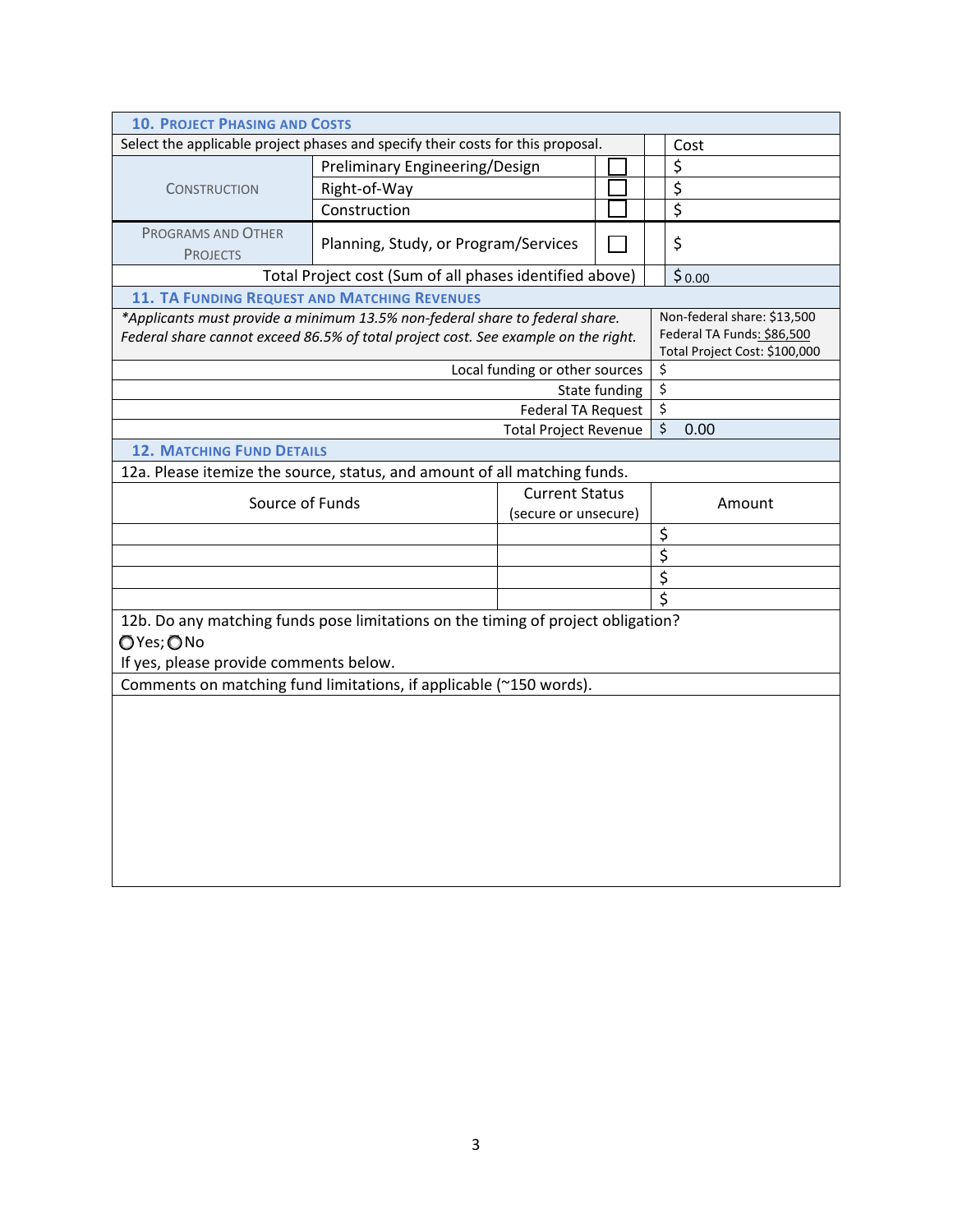## 10. Project Phasing and Costs

| Select the applicable project phases and specify their costs for this proposal. | | | Cost |
|---|---|---|---|
| CONSTRUCTION | Preliminary Engineering/Design | ☐ | $ |
| | Right-of-Way | ☐ | $ |
| | Construction | ☐ | $ |
| PROGRAMS AND OTHER PROJECTS | Planning, Study, or Program/Services | ☐ | $ |
| Total Project cost (Sum of all phases identified above) | | | $ 0.00 |

## 11. TA Funding Request and Matching Revenues

| *Applicants must provide a minimum 13.5% non-federal share to federal share. Federal share cannot exceed 86.5% of total project cost. See example on the right.* | Non-federal share: $13,500<br>Federal TA Funds: $86,500<br>Total Project Cost: $100,000 |
|---|---|
| Local funding or other sources | $ |
| State funding | $ |
| Federal TA Request | $ |
| Total Project Revenue | $ 0.00 |

## 12. Matching Fund Details

12a. Please itemize the source, status, and amount of all matching funds.

| Source of Funds | Current Status (secure or unsecure) | Amount |
|---|---|---|
| | | $ |
| | | $ |
| | | $ |
| | | $ |

12b. Do any matching funds pose limitations on the timing of project obligation?

○ Yes; ○ No

If yes, please provide comments below.

Comments on matching fund limitations, if applicable (~150 words).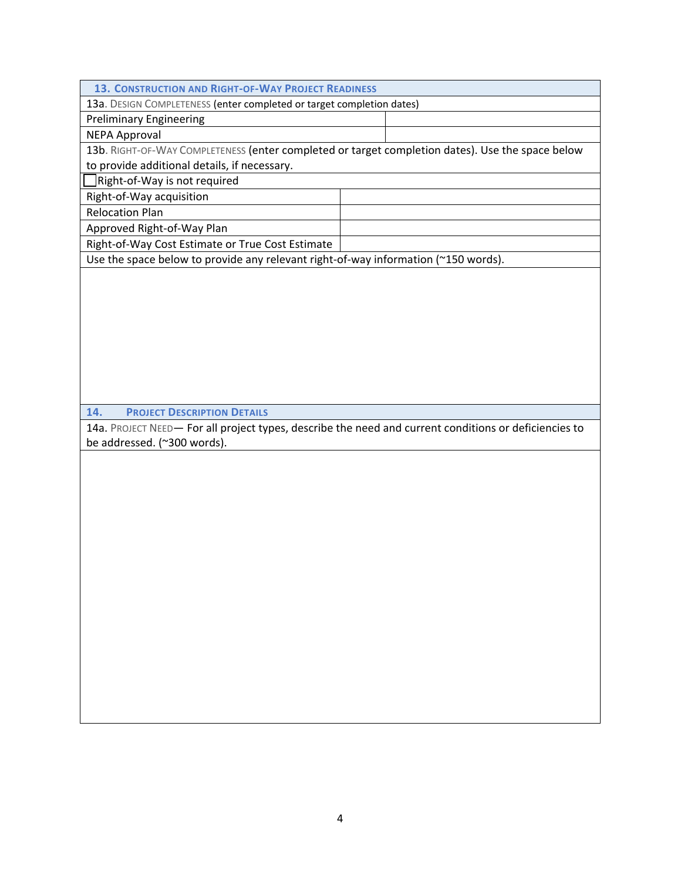## 13. Construction and Right-of-Way Project Readiness

**13a.** Design Completeness (enter completed or target completion dates)

| Preliminary Engineering | |
|---|---|
| NEPA Approval | |

**13b.** Right-of-Way Completeness (enter completed or target completion dates). Use the space below to provide additional details, if necessary.

☐ Right-of-Way is not required

| Right-of-Way acquisition | |
|---|---|
| Relocation Plan | |
| Approved Right-of-Way Plan | |
| Right-of-Way Cost Estimate or True Cost Estimate | |

Use the space below to provide any relevant right-of-way information (~150 words).

## 14. Project Description Details

**14a.** Project Need— For all project types, describe the need and current conditions or deficiencies to be addressed. (~300 words).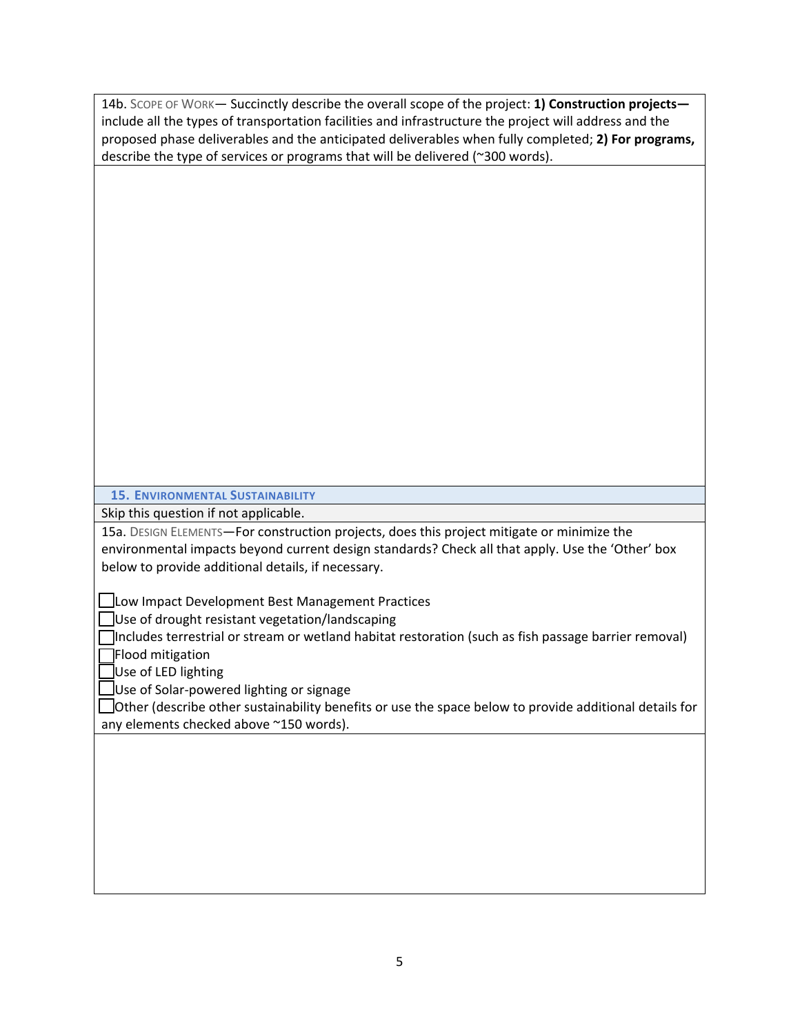14b. SCOPE OF WORK— Succinctly describe the overall scope of the project: **1) Construction projects—** include all the types of transportation facilities and infrastructure the project will address and the proposed phase deliverables and the anticipated deliverables when fully completed; **2) For programs,** describe the type of services or programs that will be delivered (~300 words).

## 15. ENVIRONMENTAL SUSTAINABILITY

Skip this question if not applicable.

15a. DESIGN ELEMENTS—For construction projects, does this project mitigate or minimize the environmental impacts beyond current design standards? Check all that apply. Use the 'Other' box below to provide additional details, if necessary.

- ☐ Low Impact Development Best Management Practices
- ☐ Use of drought resistant vegetation/landscaping
- ☐ Includes terrestrial or stream or wetland habitat restoration (such as fish passage barrier removal)
- ☐ Flood mitigation
- ☐ Use of LED lighting
- ☐ Use of Solar-powered lighting or signage
- ☐ Other (describe other sustainability benefits or use the space below to provide additional details for any elements checked above ~150 words).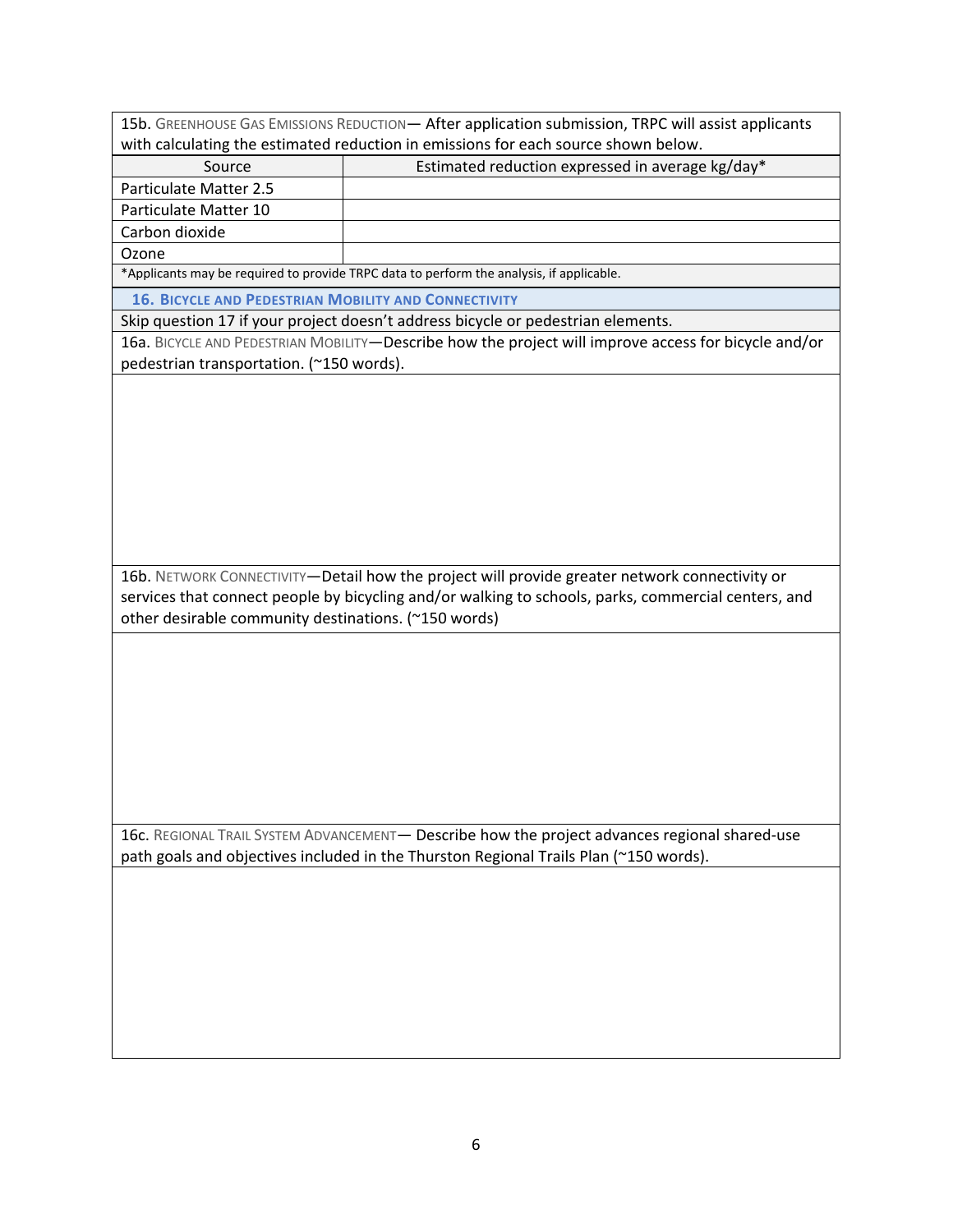15b. Greenhouse Gas Emissions Reduction— After application submission, TRPC will assist applicants with calculating the estimated reduction in emissions for each source shown below.

| Source | Estimated reduction expressed in average kg/day* |
|---|---|
| Particulate Matter 2.5 | |
| Particulate Matter 10 | |
| Carbon dioxide | |
| Ozone | |

*Applicants may be required to provide TRPC data to perform the analysis, if applicable.

## 16. Bicycle and Pedestrian Mobility and Connectivity

Skip question 17 if your project doesn't address bicycle or pedestrian elements.

16a. Bicycle and Pedestrian Mobility—Describe how the project will improve access for bicycle and/or pedestrian transportation. (~150 words).

16b. Network Connectivity—Detail how the project will provide greater network connectivity or services that connect people by bicycling and/or walking to schools, parks, commercial centers, and other desirable community destinations. (~150 words)

16c. Regional Trail System Advancement— Describe how the project advances regional shared-use path goals and objectives included in the Thurston Regional Trails Plan (~150 words).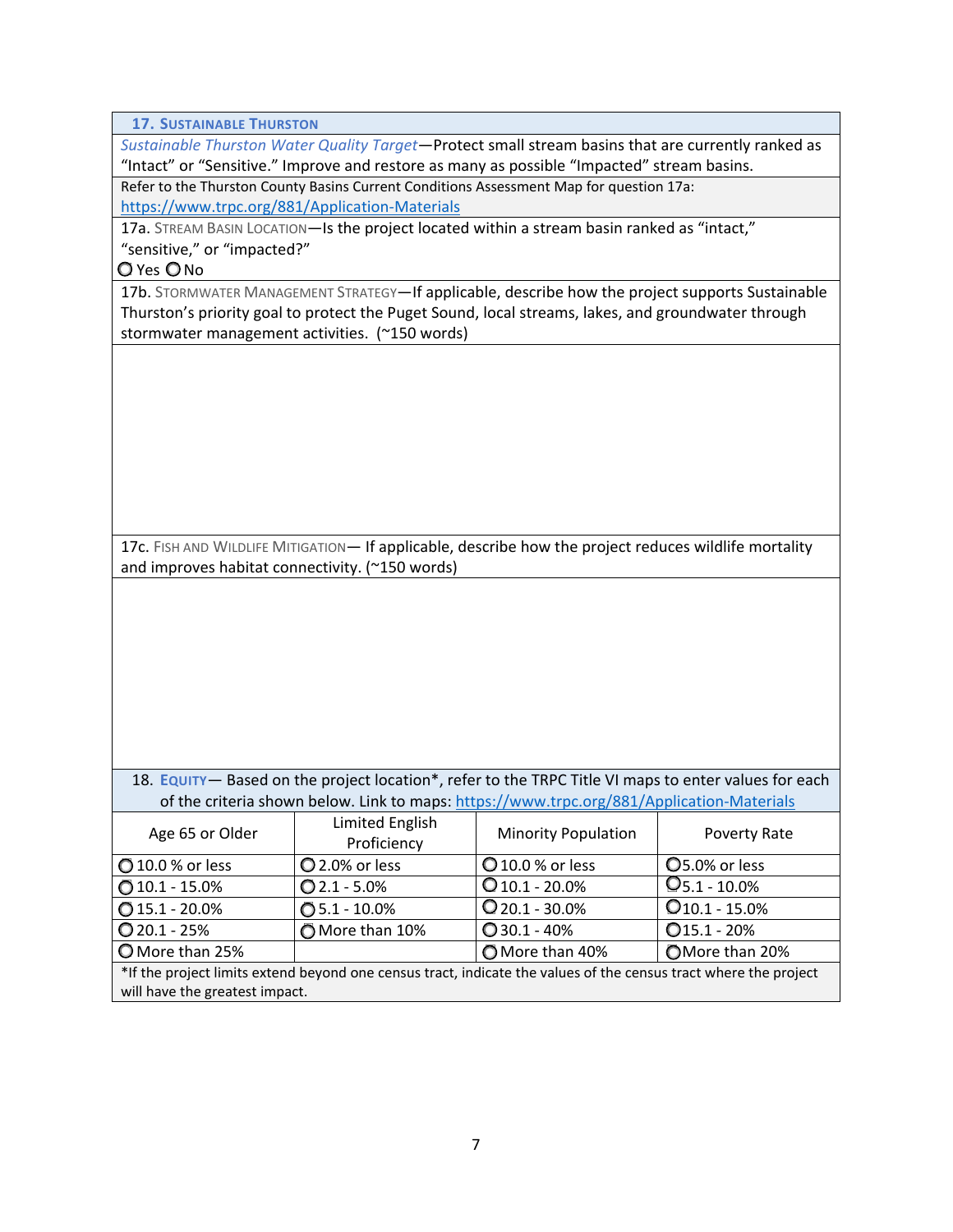## 17. Sustainable Thurston

*Sustainable Thurston Water Quality Target*—Protect small stream basins that are currently ranked as "Intact" or "Sensitive." Improve and restore as many as possible "Impacted" stream basins.

Refer to the Thurston County Basins Current Conditions Assessment Map for question 17a: https://www.trpc.org/881/Application-Materials

17a. Stream Basin Location—Is the project located within a stream basin ranked as "intact," "sensitive," or "impacted?"

○ Yes ○ No

17b. Stormwater Management Strategy—If applicable, describe how the project supports Sustainable Thurston's priority goal to protect the Puget Sound, local streams, lakes, and groundwater through stormwater management activities. (~150 words)

17c. Fish and Wildlife Mitigation— If applicable, describe how the project reduces wildlife mortality and improves habitat connectivity. (~150 words)

## 18. Equity

Based on the project location*, refer to the TRPC Title VI maps to enter values for each of the criteria shown below. Link to maps: https://www.trpc.org/881/Application-Materials

| Age 65 or Older | Limited English Proficiency | Minority Population | Poverty Rate |
|---|---|---|---|
| ○ 10.0 % or less | ○ 2.0% or less | ○ 10.0 % or less | ○ 5.0% or less |
| ○ 10.1 - 15.0% | ○ 2.1 - 5.0% | ○ 10.1 - 20.0% | ○ 5.1 - 10.0% |
| ○ 15.1 - 20.0% | ○ 5.1 - 10.0% | ○ 20.1 - 30.0% | ○ 10.1 - 15.0% |
| ○ 20.1 - 25% | ○ More than 10% | ○ 30.1 - 40% | ○ 15.1 - 20% |
| ○ More than 25% | | ○ More than 40% | ○ More than 20% |

*If the project limits extend beyond one census tract, indicate the values of the census tract where the project will have the greatest impact.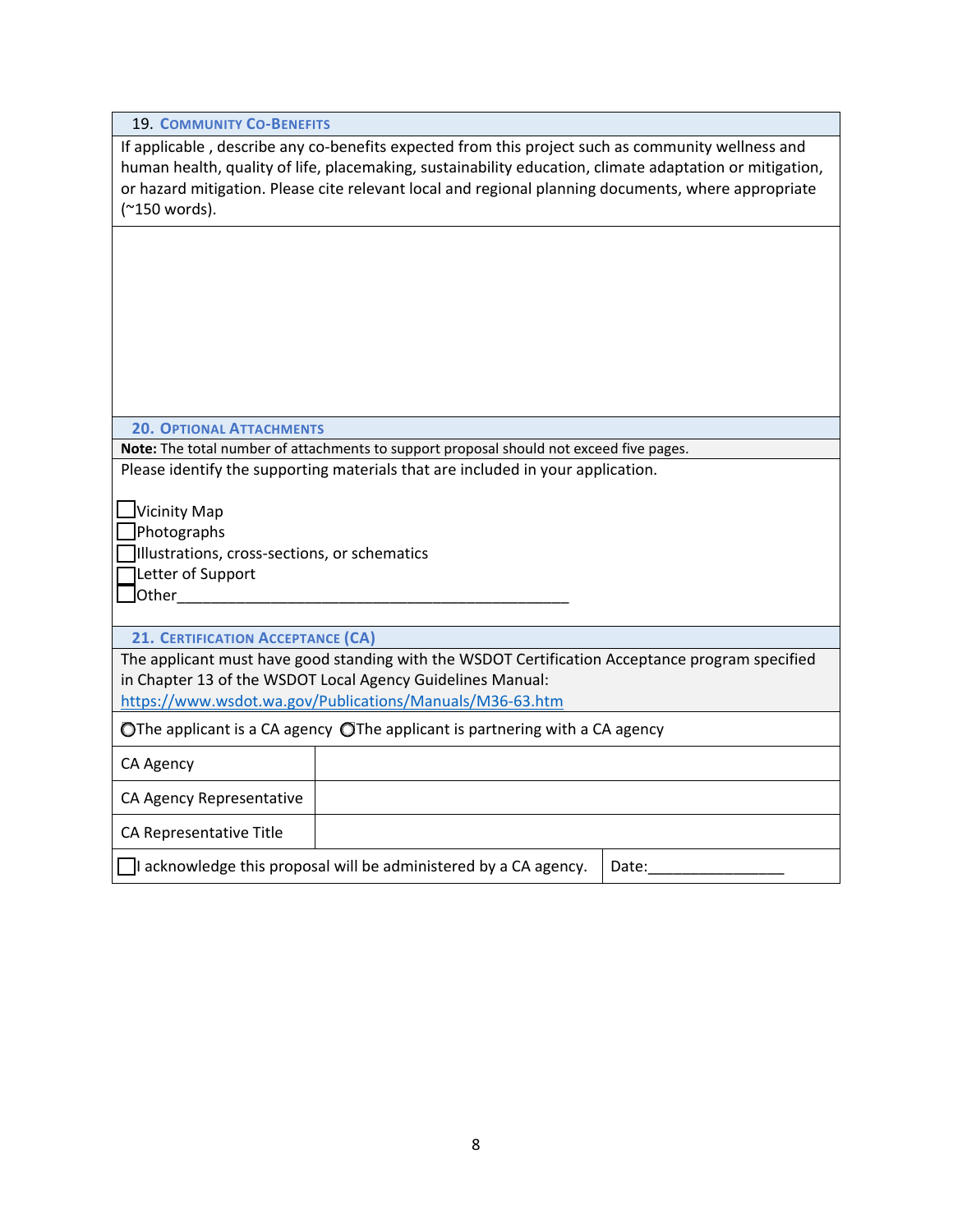## 19. Community Co-Benefits

If applicable , describe any co-benefits expected from this project such as community wellness and human health, quality of life, placemaking, sustainability education, climate adaptation or mitigation, or hazard mitigation. Please cite relevant local and regional planning documents, where appropriate (~150 words).

## 20. Optional Attachments

**Note:** The total number of attachments to support proposal should not exceed five pages.

Please identify the supporting materials that are included in your application.

- ☐ Vicinity Map
- ☐ Photographs
- ☐ Illustrations, cross-sections, or schematics
- ☐ Letter of Support
- ☐ Other_____________________________________________

## 21. Certification Acceptance (CA)

The applicant must have good standing with the WSDOT Certification Acceptance program specified in Chapter 13 of the WSDOT Local Agency Guidelines Manual: https://www.wsdot.wa.gov/Publications/Manuals/M36-63.htm

○ The applicant is a CA agency ○ The applicant is partnering with a CA agency

| | |
|---|---|
| CA Agency | |
| CA Agency Representative | |
| CA Representative Title | |
| ☐ I acknowledge this proposal will be administered by a CA agency. | Date:_______________ |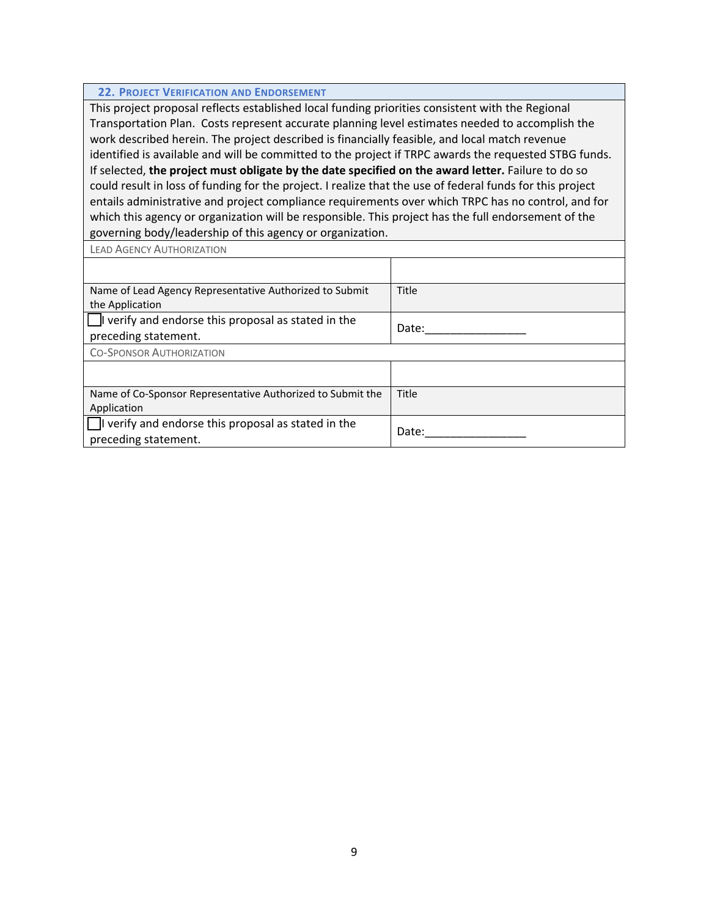## 22. Project Verification and Endorsement

This project proposal reflects established local funding priorities consistent with the Regional Transportation Plan. Costs represent accurate planning level estimates needed to accomplish the work described herein. The project described is financially feasible, and local match revenue identified is available and will be committed to the project if TRPC awards the requested STBG funds. If selected, **the project must obligate by the date specified on the award letter.** Failure to do so could result in loss of funding for the project. I realize that the use of federal funds for this project entails administrative and project compliance requirements over which TRPC has no control, and for which this agency or organization will be responsible. This project has the full endorsement of the governing body/leadership of this agency or organization.

**Lead Agency Authorization**

| | |
|---|---|
| | |
| Name of Lead Agency Representative Authorized to Submit the Application | Title |
| ☐ I verify and endorse this proposal as stated in the preceding statement. | Date:________________ |

**Co-Sponsor Authorization**

| | |
|---|---|
| | |
| Name of Co-Sponsor Representative Authorized to Submit the Application | Title |
| ☐ I verify and endorse this proposal as stated in the preceding statement. | Date:________________ |